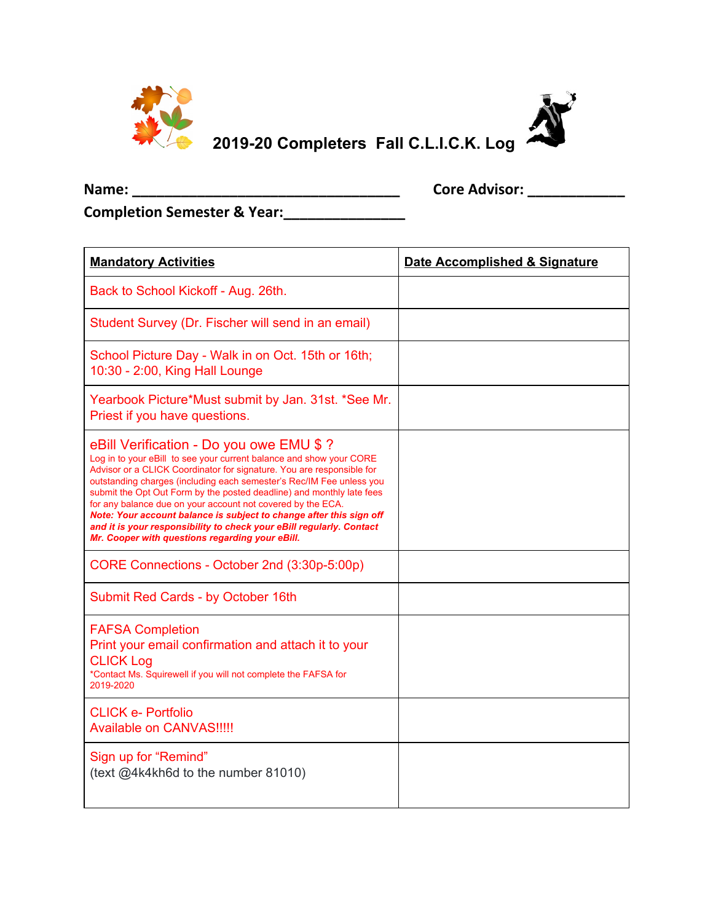# 2019-20 Completers Fall C.L.I.C.K. Log

**Name:** ___________________________________ **Core Advisor:** ____________

**Completion Semester & Year:**_______________

| **Mandatory Activities** | **Date Accomplished & Signature** |
|---|---|
| Back to School Kickoff - Aug. 26th. | |
| Student Survey (Dr. Fischer will send in an email) | |
| School Picture Day - Walk in on Oct. 15th or 16th; 10:30 - 2:00, King Hall Lounge | |
| Yearbook Picture*Must submit by Jan. 31st. *See Mr. Priest if you have questions. | |
| eBill Verification - Do you owe EMU $ ? Log in to your eBill to see your current balance and show your CORE Advisor or a CLICK Coordinator for signature. You are responsible for outstanding charges (including each semester's Rec/IM Fee unless you submit the Opt Out Form by the posted deadline) and monthly late fees for any balance due on your account not covered by the ECA. ***Note: Your account balance is subject to change after this sign off and it is your responsibility to check your eBill regularly. Contact Mr. Cooper with questions regarding your eBill.*** | |
| CORE Connections - October 2nd (3:30p-5:00p) | |
| Submit Red Cards - by October 16th | |
| FAFSA Completion<br>Print your email confirmation and attach it to your CLICK Log<br>*Contact Ms. Squirewell if you will not complete the FAFSA for 2019-2020 | |
| CLICK e- Portfolio<br>Available on CANVAS!!!!! | |
| Sign up for "Remind"<br>(text @4k4kh6d to the number 81010) | |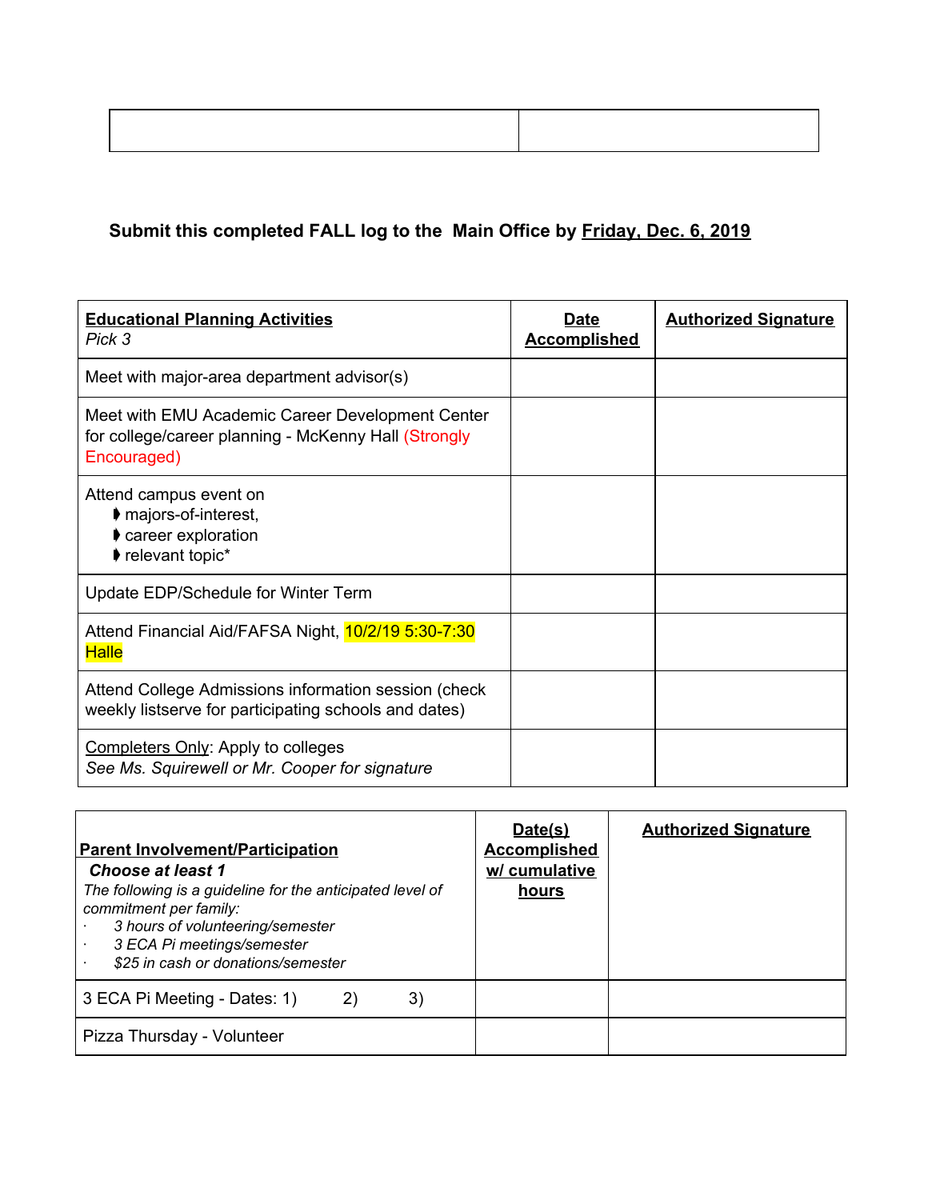| | |
|---|---|
| | |

**Submit this completed FALL log to the Main Office by Friday, Dec. 6, 2019**

| **Educational Planning Activities** *Pick 3* | **Date Accomplished** | **Authorized Signature** |
|---|---|---|
| Meet with major-area department advisor(s) | | |
| Meet with EMU Academic Career Development Center for college/career planning - McKenny Hall (Strongly Encouraged) | | |
| Attend campus event on ◗ majors-of-interest, ◗ career exploration ◗ relevant topic* | | |
| Update EDP/Schedule for Winter Term | | |
| Attend Financial Aid/FAFSA Night, 10/2/19 5:30-7:30 Halle | | |
| Attend College Admissions information session (check weekly listserve for participating schools and dates) | | |
| Completers Only: Apply to colleges *See Ms. Squirewell or Mr. Cooper for signature* | | |

| **Parent Involvement/Participation** ***Choose at least 1*** *The following is a guideline for the anticipated level of commitment per family:* · *3 hours of volunteering/semester* · *3 ECA Pi meetings/semester* · *$25 in cash or donations/semester* | **Date(s) Accomplished w/ cumulative hours** | **Authorized Signature** |
|---|---|---|
| 3 ECA Pi Meeting - Dates: 1) 2) 3) | | |
| Pizza Thursday - Volunteer | | |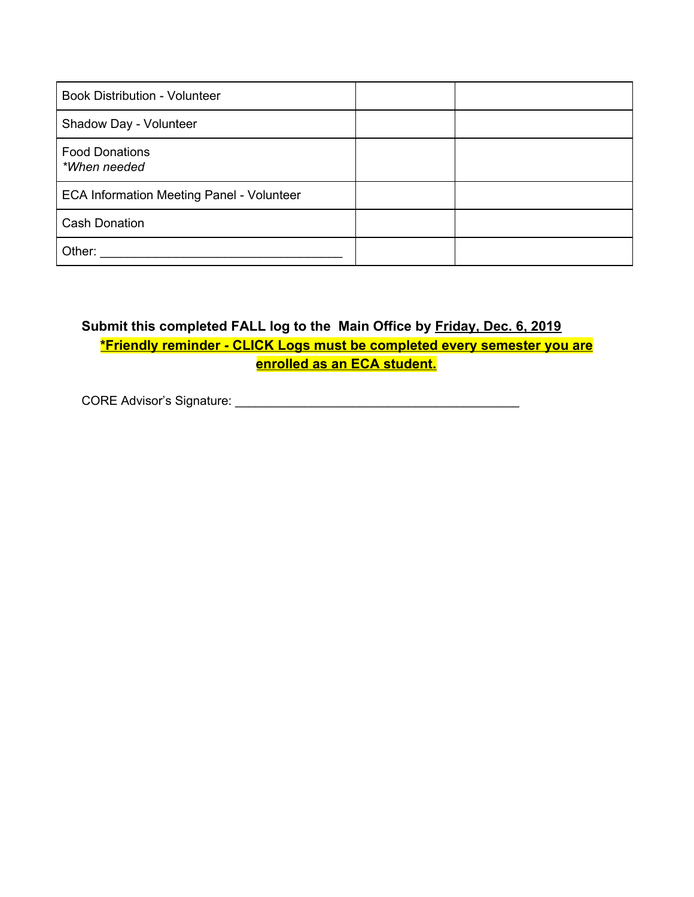| | | |
|---|---|---|
| Book Distribution - Volunteer | | |
| Shadow Day - Volunteer | | |
| Food Donations<br>*\*When needed* | | |
| ECA Information Meeting Panel - Volunteer | | |
| Cash Donation | | |
| Other: ___________________________________ | | |

**Submit this completed FALL log to the Main Office by <u>Friday, Dec. 6, 2019</u>**

**<u>*Friendly reminder - CLICK Logs must be completed every semester you are enrolled as an ECA student.</u>**

CORE Advisor's Signature: ________________________________________